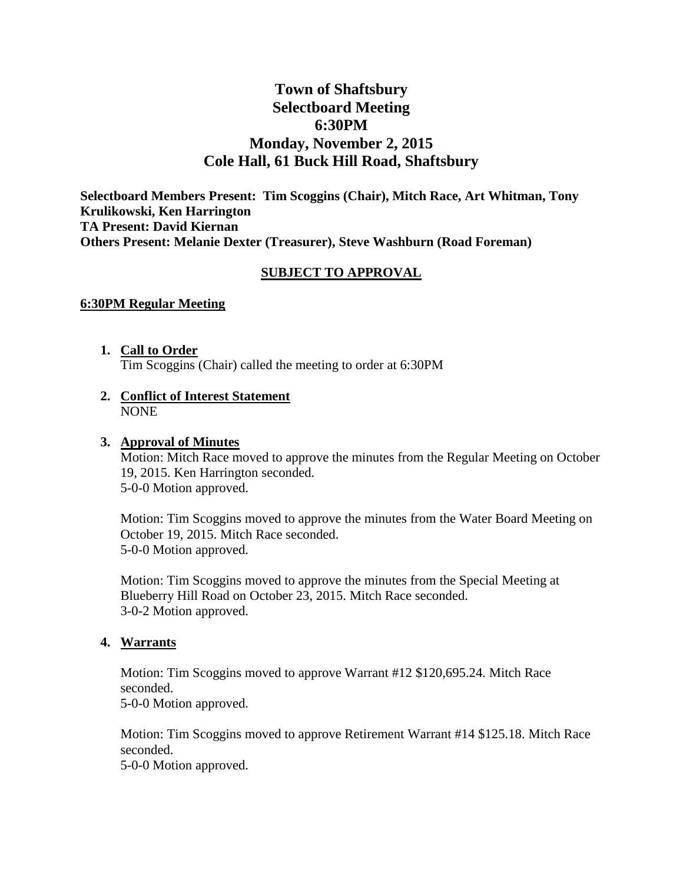# Town of Shaftsbury
# Selectboard Meeting
# 6:30PM
# Monday, November 2, 2015
# Cole Hall, 61 Buck Hill Road, Shaftsbury

**Selectboard Members Present: Tim Scoggins (Chair), Mitch Race, Art Whitman, Tony Krulikowski, Ken Harrington**
**TA Present: David Kiernan**
**Others Present: Melanie Dexter (Treasurer), Steve Washburn (Road Foreman)**

**SUBJECT TO APPROVAL**

**6:30PM Regular Meeting**

1. **Call to Order**
   Tim Scoggins (Chair) called the meeting to order at 6:30PM

2. **Conflict of Interest Statement**
   NONE

3. **Approval of Minutes**
   Motion: Mitch Race moved to approve the minutes from the Regular Meeting on October 19, 2015. Ken Harrington seconded.
   5-0-0 Motion approved.

   Motion: Tim Scoggins moved to approve the minutes from the Water Board Meeting on October 19, 2015. Mitch Race seconded.
   5-0-0 Motion approved.

   Motion: Tim Scoggins moved to approve the minutes from the Special Meeting at Blueberry Hill Road on October 23, 2015. Mitch Race seconded.
   3-0-2 Motion approved.

4. **Warrants**

   Motion: Tim Scoggins moved to approve Warrant #12 $120,695.24. Mitch Race seconded.
   5-0-0 Motion approved.

   Motion: Tim Scoggins moved to approve Retirement Warrant #14 $125.18. Mitch Race seconded.
   5-0-0 Motion approved.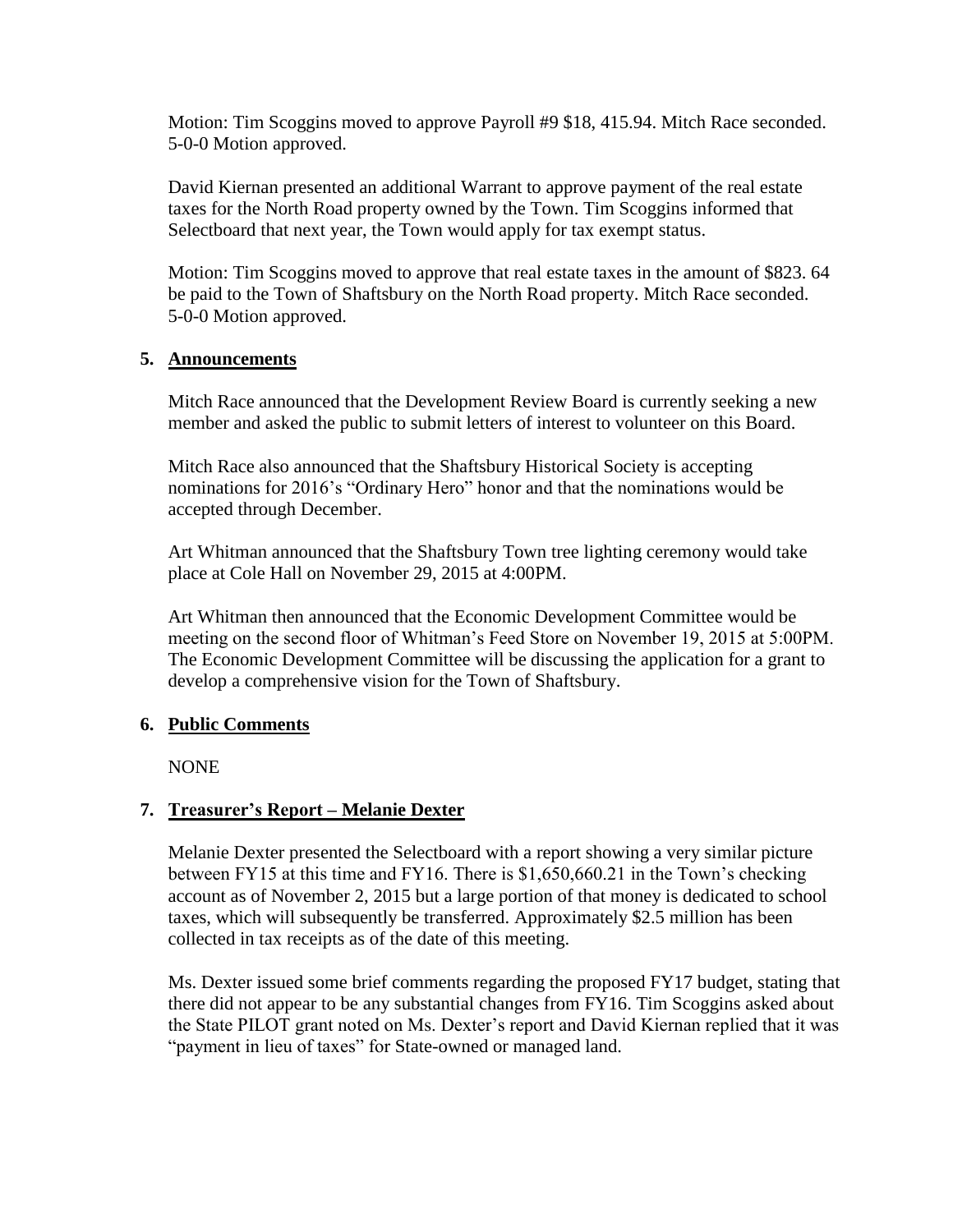Motion: Tim Scoggins moved to approve Payroll #9 $18, 415.94. Mitch Race seconded. 5-0-0 Motion approved.

David Kiernan presented an additional Warrant to approve payment of the real estate taxes for the North Road property owned by the Town. Tim Scoggins informed that Selectboard that next year, the Town would apply for tax exempt status.

Motion: Tim Scoggins moved to approve that real estate taxes in the amount of $823. 64 be paid to the Town of Shaftsbury on the North Road property. Mitch Race seconded. 5-0-0 Motion approved.

**5. Announcements**

Mitch Race announced that the Development Review Board is currently seeking a new member and asked the public to submit letters of interest to volunteer on this Board.

Mitch Race also announced that the Shaftsbury Historical Society is accepting nominations for 2016's "Ordinary Hero" honor and that the nominations would be accepted through December.

Art Whitman announced that the Shaftsbury Town tree lighting ceremony would take place at Cole Hall on November 29, 2015 at 4:00PM.

Art Whitman then announced that the Economic Development Committee would be meeting on the second floor of Whitman's Feed Store on November 19, 2015 at 5:00PM. The Economic Development Committee will be discussing the application for a grant to develop a comprehensive vision for the Town of Shaftsbury.

**6. Public Comments**

NONE

**7. Treasurer's Report – Melanie Dexter**

Melanie Dexter presented the Selectboard with a report showing a very similar picture between FY15 at this time and FY16. There is $1,650,660.21 in the Town's checking account as of November 2, 2015 but a large portion of that money is dedicated to school taxes, which will subsequently be transferred. Approximately $2.5 million has been collected in tax receipts as of the date of this meeting.

Ms. Dexter issued some brief comments regarding the proposed FY17 budget, stating that there did not appear to be any substantial changes from FY16. Tim Scoggins asked about the State PILOT grant noted on Ms. Dexter's report and David Kiernan replied that it was "payment in lieu of taxes" for State-owned or managed land.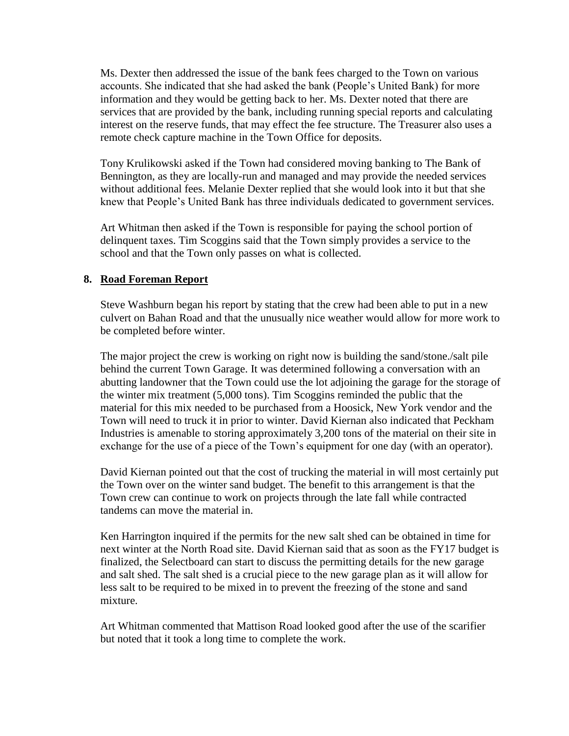Ms. Dexter then addressed the issue of the bank fees charged to the Town on various accounts. She indicated that she had asked the bank (People's United Bank) for more information and they would be getting back to her. Ms. Dexter noted that there are services that are provided by the bank, including running special reports and calculating interest on the reserve funds, that may effect the fee structure. The Treasurer also uses a remote check capture machine in the Town Office for deposits.

Tony Krulikowski asked if the Town had considered moving banking to The Bank of Bennington, as they are locally-run and managed and may provide the needed services without additional fees. Melanie Dexter replied that she would look into it but that she knew that People's United Bank has three individuals dedicated to government services.

Art Whitman then asked if the Town is responsible for paying the school portion of delinquent taxes. Tim Scoggins said that the Town simply provides a service to the school and that the Town only passes on what is collected.

**8. <u>Road Foreman Report</u>**

Steve Washburn began his report by stating that the crew had been able to put in a new culvert on Bahan Road and that the unusually nice weather would allow for more work to be completed before winter.

The major project the crew is working on right now is building the sand/stone./salt pile behind the current Town Garage. It was determined following a conversation with an abutting landowner that the Town could use the lot adjoining the garage for the storage of the winter mix treatment (5,000 tons). Tim Scoggins reminded the public that the material for this mix needed to be purchased from a Hoosick, New York vendor and the Town will need to truck it in prior to winter. David Kiernan also indicated that Peckham Industries is amenable to storing approximately 3,200 tons of the material on their site in exchange for the use of a piece of the Town's equipment for one day (with an operator).

David Kiernan pointed out that the cost of trucking the material in will most certainly put the Town over on the winter sand budget. The benefit to this arrangement is that the Town crew can continue to work on projects through the late fall while contracted tandems can move the material in.

Ken Harrington inquired if the permits for the new salt shed can be obtained in time for next winter at the North Road site. David Kiernan said that as soon as the FY17 budget is finalized, the Selectboard can start to discuss the permitting details for the new garage and salt shed. The salt shed is a crucial piece to the new garage plan as it will allow for less salt to be required to be mixed in to prevent the freezing of the stone and sand mixture.

Art Whitman commented that Mattison Road looked good after the use of the scarifier but noted that it took a long time to complete the work.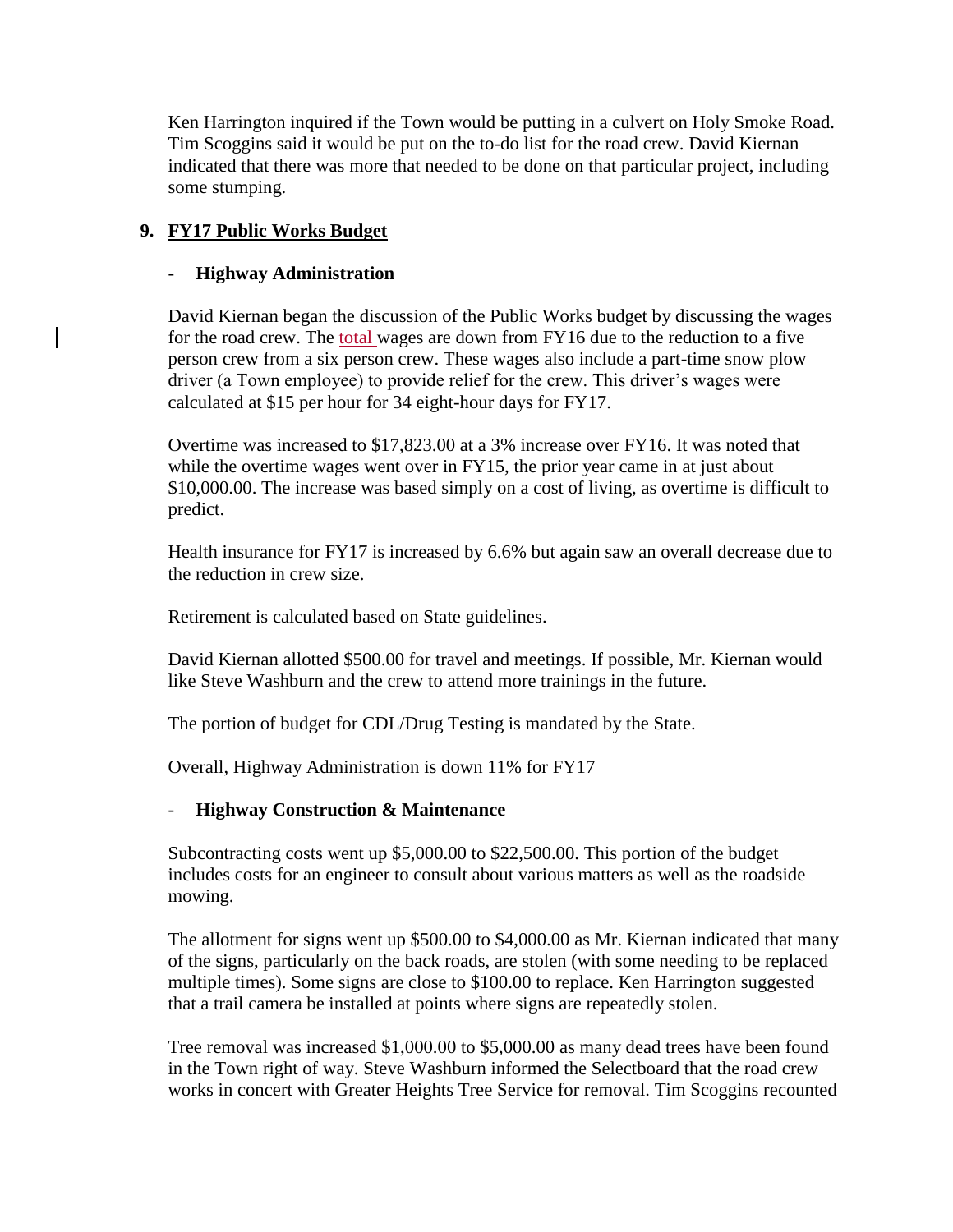Ken Harrington inquired if the Town would be putting in a culvert on Holy Smoke Road. Tim Scoggins said it would be put on the to-do list for the road crew. David Kiernan indicated that there was more that needed to be done on that particular project, including some stumping.

## 9. FY17 Public Works Budget

- **Highway Administration**

David Kiernan began the discussion of the Public Works budget by discussing the wages for the road crew. The total wages are down from FY16 due to the reduction to a five person crew from a six person crew. These wages also include a part-time snow plow driver (a Town employee) to provide relief for the crew. This driver's wages were calculated at $15 per hour for 34 eight-hour days for FY17.

Overtime was increased to $17,823.00 at a 3% increase over FY16. It was noted that while the overtime wages went over in FY15, the prior year came in at just about $10,000.00. The increase was based simply on a cost of living, as overtime is difficult to predict.

Health insurance for FY17 is increased by 6.6% but again saw an overall decrease due to the reduction in crew size.

Retirement is calculated based on State guidelines.

David Kiernan allotted $500.00 for travel and meetings. If possible, Mr. Kiernan would like Steve Washburn and the crew to attend more trainings in the future.

The portion of budget for CDL/Drug Testing is mandated by the State.

Overall, Highway Administration is down 11% for FY17

- **Highway Construction & Maintenance**

Subcontracting costs went up $5,000.00 to $22,500.00. This portion of the budget includes costs for an engineer to consult about various matters as well as the roadside mowing.

The allotment for signs went up $500.00 to $4,000.00 as Mr. Kiernan indicated that many of the signs, particularly on the back roads, are stolen (with some needing to be replaced multiple times). Some signs are close to $100.00 to replace. Ken Harrington suggested that a trail camera be installed at points where signs are repeatedly stolen.

Tree removal was increased $1,000.00 to $5,000.00 as many dead trees have been found in the Town right of way. Steve Washburn informed the Selectboard that the road crew works in concert with Greater Heights Tree Service for removal. Tim Scoggins recounted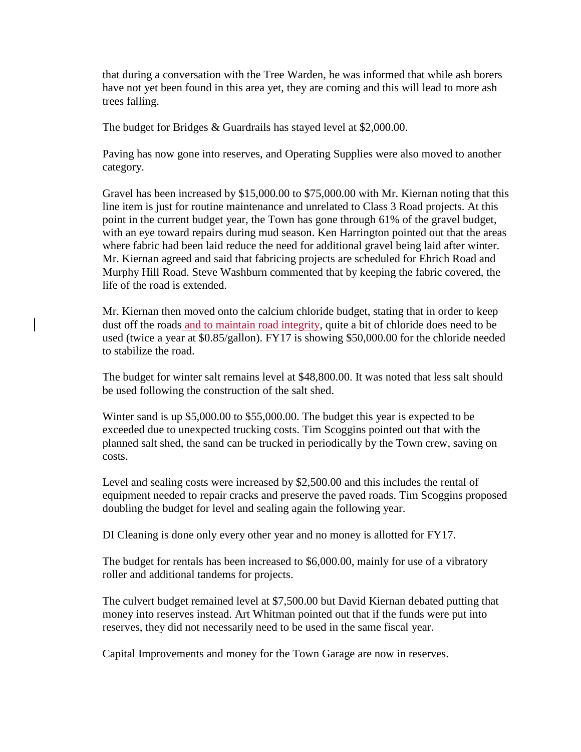that during a conversation with the Tree Warden, he was informed that while ash borers have not yet been found in this area yet, they are coming and this will lead to more ash trees falling.

The budget for Bridges & Guardrails has stayed level at $2,000.00.

Paving has now gone into reserves, and Operating Supplies were also moved to another category.

Gravel has been increased by $15,000.00 to $75,000.00 with Mr. Kiernan noting that this line item is just for routine maintenance and unrelated to Class 3 Road projects. At this point in the current budget year, the Town has gone through 61% of the gravel budget, with an eye toward repairs during mud season. Ken Harrington pointed out that the areas where fabric had been laid reduce the need for additional gravel being laid after winter. Mr. Kiernan agreed and said that fabricing projects are scheduled for Ehrich Road and Murphy Hill Road. Steve Washburn commented that by keeping the fabric covered, the life of the road is extended.

Mr. Kiernan then moved onto the calcium chloride budget, stating that in order to keep dust off the roads and to maintain road integrity, quite a bit of chloride does need to be used (twice a year at $0.85/gallon). FY17 is showing $50,000.00 for the chloride needed to stabilize the road.

The budget for winter salt remains level at $48,800.00. It was noted that less salt should be used following the construction of the salt shed.

Winter sand is up $5,000.00 to $55,000.00. The budget this year is expected to be exceeded due to unexpected trucking costs. Tim Scoggins pointed out that with the planned salt shed, the sand can be trucked in periodically by the Town crew, saving on costs.

Level and sealing costs were increased by $2,500.00 and this includes the rental of equipment needed to repair cracks and preserve the paved roads. Tim Scoggins proposed doubling the budget for level and sealing again the following year.

DI Cleaning is done only every other year and no money is allotted for FY17.

The budget for rentals has been increased to $6,000.00, mainly for use of a vibratory roller and additional tandems for projects.

The culvert budget remained level at $7,500.00 but David Kiernan debated putting that money into reserves instead. Art Whitman pointed out that if the funds were put into reserves, they did not necessarily need to be used in the same fiscal year.

Capital Improvements and money for the Town Garage are now in reserves.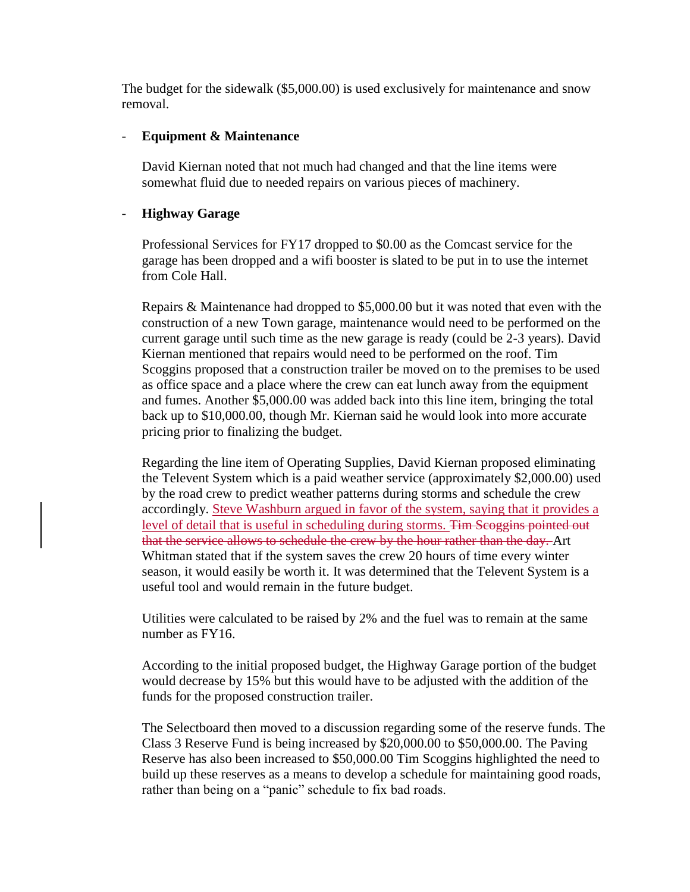The budget for the sidewalk ($5,000.00) is used exclusively for maintenance and snow removal.

- **Equipment & Maintenance**

  David Kiernan noted that not much had changed and that the line items were somewhat fluid due to needed repairs on various pieces of machinery.

- **Highway Garage**

  Professional Services for FY17 dropped to $0.00 as the Comcast service for the garage has been dropped and a wifi booster is slated to be put in to use the internet from Cole Hall.

  Repairs & Maintenance had dropped to $5,000.00 but it was noted that even with the construction of a new Town garage, maintenance would need to be performed on the current garage until such time as the new garage is ready (could be 2-3 years). David Kiernan mentioned that repairs would need to be performed on the roof. Tim Scoggins proposed that a construction trailer be moved on to the premises to be used as office space and a place where the crew can eat lunch away from the equipment and fumes. Another $5,000.00 was added back into this line item, bringing the total back up to $10,000.00, though Mr. Kiernan said he would look into more accurate pricing prior to finalizing the budget.

  Regarding the line item of Operating Supplies, David Kiernan proposed eliminating the Televent System which is a paid weather service (approximately $2,000.00) used by the road crew to predict weather patterns during storms and schedule the crew accordingly. <u>Steve Washburn argued in favor of the system, saying that it provides a level of detail that is useful in scheduling during storms.</u> ~~Tim Scoggins pointed out that the service allows to schedule the crew by the hour rather than the day.~~ Art Whitman stated that if the system saves the crew 20 hours of time every winter season, it would easily be worth it. It was determined that the Televent System is a useful tool and would remain in the future budget.

  Utilities were calculated to be raised by 2% and the fuel was to remain at the same number as FY16.

  According to the initial proposed budget, the Highway Garage portion of the budget would decrease by 15% but this would have to be adjusted with the addition of the funds for the proposed construction trailer.

  The Selectboard then moved to a discussion regarding some of the reserve funds. The Class 3 Reserve Fund is being increased by $20,000.00 to $50,000.00. The Paving Reserve has also been increased to $50,000.00 Tim Scoggins highlighted the need to build up these reserves as a means to develop a schedule for maintaining good roads, rather than being on a "panic" schedule to fix bad roads.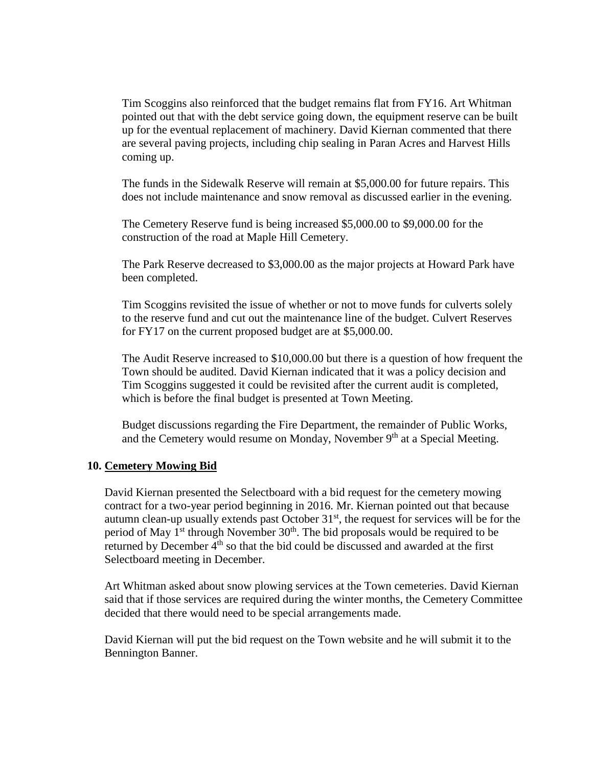Tim Scoggins also reinforced that the budget remains flat from FY16. Art Whitman pointed out that with the debt service going down, the equipment reserve can be built up for the eventual replacement of machinery. David Kiernan commented that there are several paving projects, including chip sealing in Paran Acres and Harvest Hills coming up.

The funds in the Sidewalk Reserve will remain at $5,000.00 for future repairs. This does not include maintenance and snow removal as discussed earlier in the evening.

The Cemetery Reserve fund is being increased $5,000.00 to $9,000.00 for the construction of the road at Maple Hill Cemetery.

The Park Reserve decreased to $3,000.00 as the major projects at Howard Park have been completed.

Tim Scoggins revisited the issue of whether or not to move funds for culverts solely to the reserve fund and cut out the maintenance line of the budget. Culvert Reserves for FY17 on the current proposed budget are at $5,000.00.

The Audit Reserve increased to $10,000.00 but there is a question of how frequent the Town should be audited. David Kiernan indicated that it was a policy decision and Tim Scoggins suggested it could be revisited after the current audit is completed, which is before the final budget is presented at Town Meeting.

Budget discussions regarding the Fire Department, the remainder of Public Works, and the Cemetery would resume on Monday, November 9th at a Special Meeting.

**10. Cemetery Mowing Bid**

David Kiernan presented the Selectboard with a bid request for the cemetery mowing contract for a two-year period beginning in 2016. Mr. Kiernan pointed out that because autumn clean-up usually extends past October 31st, the request for services will be for the period of May 1st through November 30th. The bid proposals would be required to be returned by December 4th so that the bid could be discussed and awarded at the first Selectboard meeting in December.

Art Whitman asked about snow plowing services at the Town cemeteries. David Kiernan said that if those services are required during the winter months, the Cemetery Committee decided that there would need to be special arrangements made.

David Kiernan will put the bid request on the Town website and he will submit it to the Bennington Banner.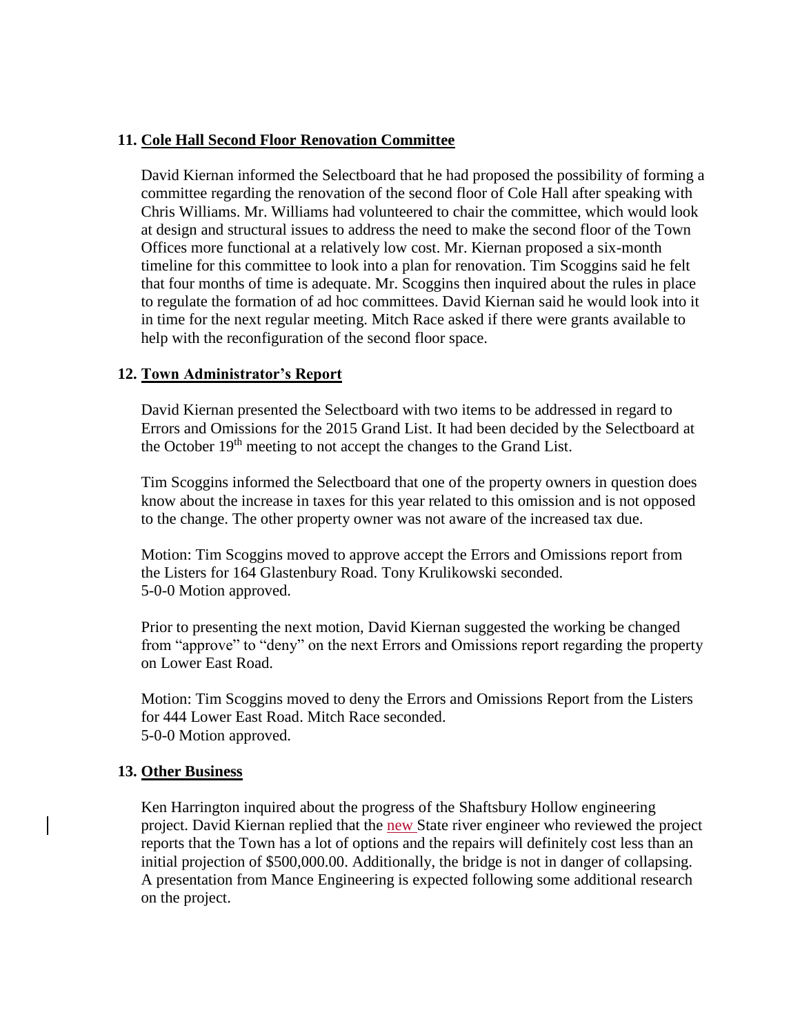**11. Cole Hall Second Floor Renovation Committee**

David Kiernan informed the Selectboard that he had proposed the possibility of forming a committee regarding the renovation of the second floor of Cole Hall after speaking with Chris Williams. Mr. Williams had volunteered to chair the committee, which would look at design and structural issues to address the need to make the second floor of the Town Offices more functional at a relatively low cost. Mr. Kiernan proposed a six-month timeline for this committee to look into a plan for renovation. Tim Scoggins said he felt that four months of time is adequate. Mr. Scoggins then inquired about the rules in place to regulate the formation of ad hoc committees. David Kiernan said he would look into it in time for the next regular meeting. Mitch Race asked if there were grants available to help with the reconfiguration of the second floor space.

**12. Town Administrator's Report**

David Kiernan presented the Selectboard with two items to be addressed in regard to Errors and Omissions for the 2015 Grand List. It had been decided by the Selectboard at the October 19th meeting to not accept the changes to the Grand List.

Tim Scoggins informed the Selectboard that one of the property owners in question does know about the increase in taxes for this year related to this omission and is not opposed to the change. The other property owner was not aware of the increased tax due.

Motion: Tim Scoggins moved to approve accept the Errors and Omissions report from the Listers for 164 Glastenbury Road. Tony Krulikowski seconded.
5-0-0 Motion approved.

Prior to presenting the next motion, David Kiernan suggested the working be changed from "approve" to "deny" on the next Errors and Omissions report regarding the property on Lower East Road.

Motion: Tim Scoggins moved to deny the Errors and Omissions Report from the Listers for 444 Lower East Road. Mitch Race seconded.
5-0-0 Motion approved.

**13. Other Business**

Ken Harrington inquired about the progress of the Shaftsbury Hollow engineering project. David Kiernan replied that the new State river engineer who reviewed the project reports that the Town has a lot of options and the repairs will definitely cost less than an initial projection of $500,000.00. Additionally, the bridge is not in danger of collapsing. A presentation from Mance Engineering is expected following some additional research on the project.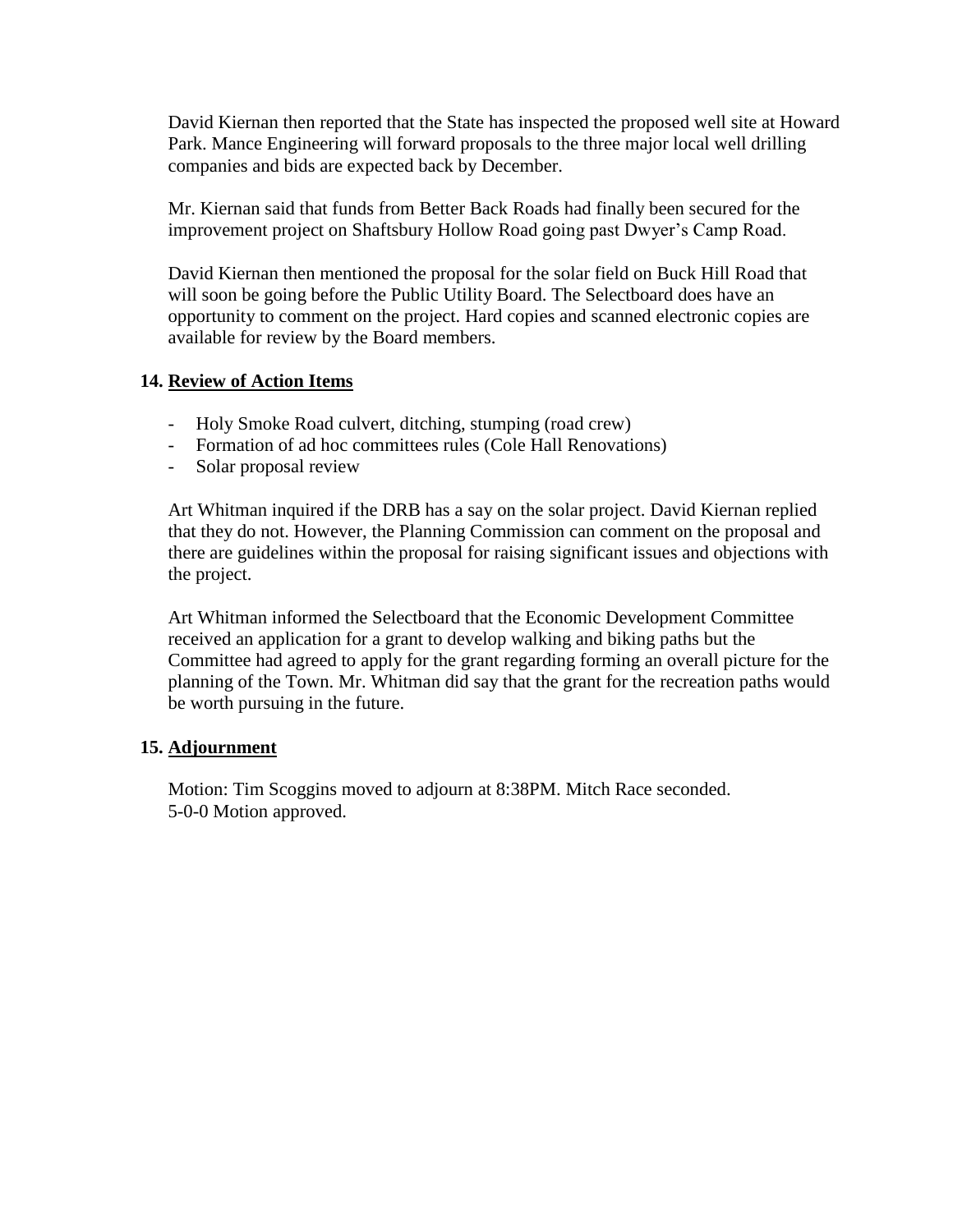David Kiernan then reported that the State has inspected the proposed well site at Howard Park. Mance Engineering will forward proposals to the three major local well drilling companies and bids are expected back by December.

Mr. Kiernan said that funds from Better Back Roads had finally been secured for the improvement project on Shaftsbury Hollow Road going past Dwyer's Camp Road.

David Kiernan then mentioned the proposal for the solar field on Buck Hill Road that will soon be going before the Public Utility Board. The Selectboard does have an opportunity to comment on the project. Hard copies and scanned electronic copies are available for review by the Board members.

**14. Review of Action Items**

- Holy Smoke Road culvert, ditching, stumping (road crew)
- Formation of ad hoc committees rules (Cole Hall Renovations)
- Solar proposal review

Art Whitman inquired if the DRB has a say on the solar project. David Kiernan replied that they do not. However, the Planning Commission can comment on the proposal and there are guidelines within the proposal for raising significant issues and objections with the project.

Art Whitman informed the Selectboard that the Economic Development Committee received an application for a grant to develop walking and biking paths but the Committee had agreed to apply for the grant regarding forming an overall picture for the planning of the Town. Mr. Whitman did say that the grant for the recreation paths would be worth pursuing in the future.

**15. Adjournment**

Motion: Tim Scoggins moved to adjourn at 8:38PM. Mitch Race seconded.
5-0-0 Motion approved.